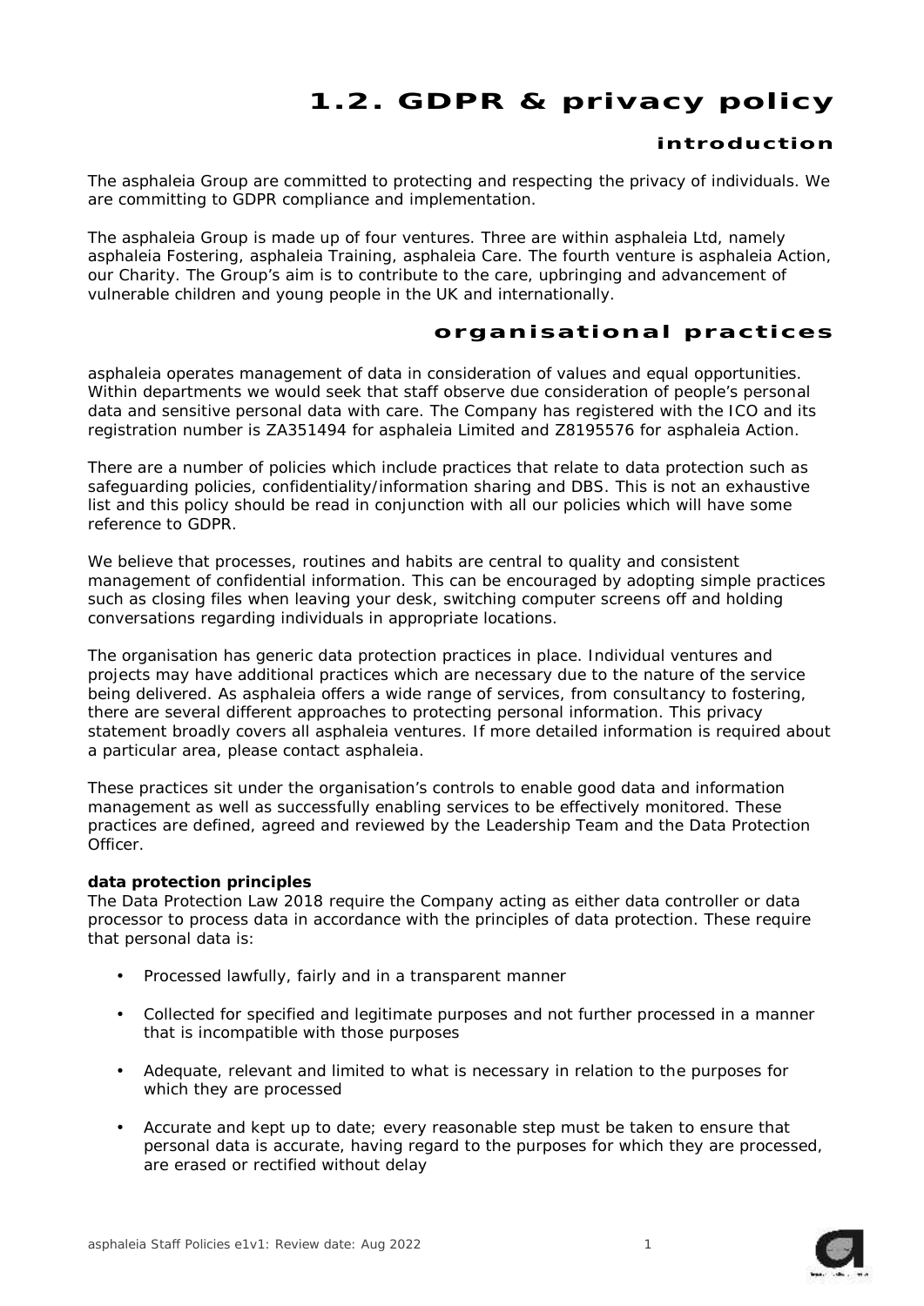# 1.2. GDPR & privacy policy

## introduction

The asphaleia Group are committed to protecting and respecting the privacy of individuals. We are committing to GDPR compliance and implementation.

The asphaleia Group is made up of four ventures. Three are within asphaleia Ltd, namely asphaleia Fostering, asphaleia Training, asphaleia Care. The fourth venture is asphaleia Action, our Charity. The Group's aim is to contribute to the care, upbringing and advancement of vulnerable children and young people in the UK and internationally.

## organisational practices

asphaleia operates management of data in consideration of values and equal opportunities. Within departments we would seek that staff observe due consideration of people's personal data and sensitive personal data with care. The Company has registered with the ICO and its registration number is ZA351494 for asphaleia Limited and Z8195576 for asphaleia Action.

There are a number of policies which include practices that relate to data protection such as safeguarding policies, confidentiality/information sharing and DBS. This is not an exhaustive list and this policy should be read in conjunction with all our policies which will have some reference to GDPR.

We believe that processes, routines and habits are central to quality and consistent management of confidential information. This can be encouraged by adopting simple practices such as closing files when leaving your desk, switching computer screens off and holding conversations regarding individuals in appropriate locations.

The organisation has generic data protection practices in place. Individual ventures and projects may have additional practices which are necessary due to the nature of the service being delivered. As asphaleia offers a wide range of services, from consultancy to fostering, there are several different approaches to protecting personal information. This privacy statement broadly covers all asphaleia ventures. If more detailed information is required about a particular area, please contact asphaleia.

These practices sit under the organisation's controls to enable good data and information management as well as successfully enabling services to be effectively monitored. These practices are defined, agreed and reviewed by the Leadership Team and the Data Protection Officer.

**data protection principles**

The Data Protection Law 2018 require the Company acting as either data controller or data processor to process data in accordance with the principles of data protection. These require that personal data is:

- Processed lawfully, fairly and in a transparent manner
- Collected for specified and legitimate purposes and not further processed in a manner that is incompatible with those purposes
- Adequate, relevant and limited to what is necessary in relation to the purposes for which they are processed
- Accurate and kept up to date; every reasonable step must be taken to ensure that personal data is accurate, having regard to the purposes for which they are processed, are erased or rectified without delay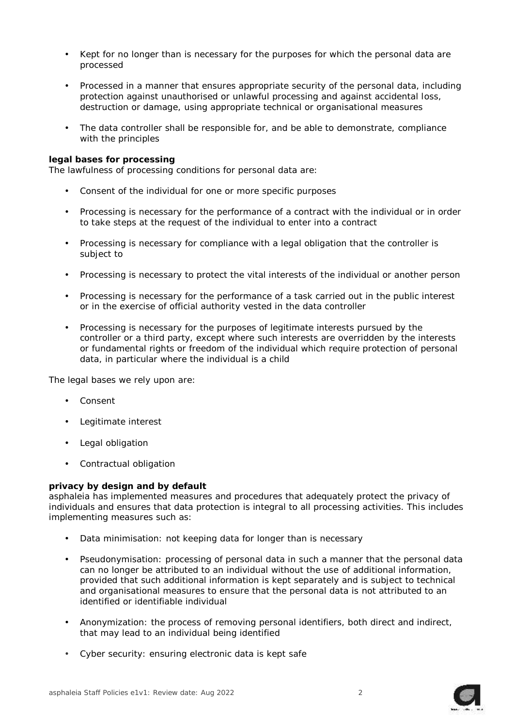- Kept for no longer than is necessary for the purposes for which the personal data are processed
- Processed in a manner that ensures appropriate security of the personal data, including protection against unauthorised or unlawful processing and against accidental loss, destruction or damage, using appropriate technical or organisational measures
- The data controller shall be responsible for, and be able to demonstrate, compliance with the principles

**legal bases for processing**

The lawfulness of processing conditions for personal data are:

- Consent of the individual for one or more specific purposes
- Processing is necessary for the performance of a contract with the individual or in order to take steps at the request of the individual to enter into a contract
- Processing is necessary for compliance with a legal obligation that the controller is subject to
- Processing is necessary to protect the vital interests of the individual or another person
- Processing is necessary for the performance of a task carried out in the public interest or in the exercise of official authority vested in the data controller
- Processing is necessary for the purposes of legitimate interests pursued by the controller or a third party, except where such interests are overridden by the interests or fundamental rights or freedom of the individual which require protection of personal data, in particular where the individual is a child

The legal bases we rely upon are:

- Consent
- Legitimate interest
- Legal obligation
- Contractual obligation

**privacy by design and by default**

asphaleia has implemented measures and procedures that adequately protect the privacy of individuals and ensures that data protection is integral to all processing activities. This includes implementing measures such as:

- Data minimisation: not keeping data for longer than is necessary
- Pseudonymisation: processing of personal data in such a manner that the personal data can no longer be attributed to an individual without the use of additional information, provided that such additional information is kept separately and is subject to technical and organisational measures to ensure that the personal data is not attributed to an identified or identifiable individual
- Anonymization: the process of removing personal identifiers, both direct and indirect, that may lead to an individual being identified
- Cyber security: ensuring electronic data is kept safe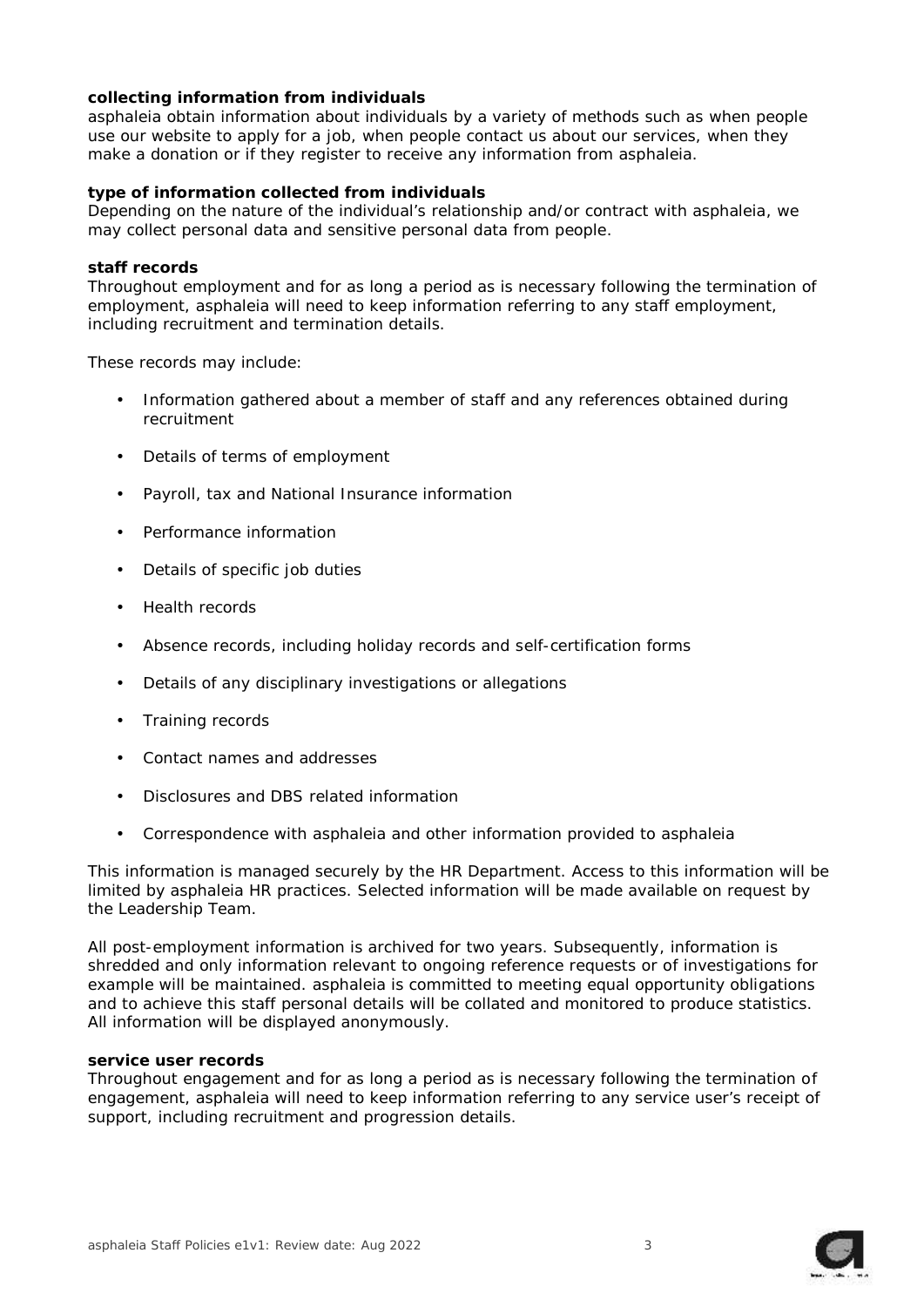**collecting information from individuals**

asphaleia obtain information about individuals by a variety of methods such as when people use our website to apply for a job, when people contact us about our services, when they make a donation or if they register to receive any information from asphaleia.

**type of information collected from individuals**

Depending on the nature of the individual's relationship and/or contract with asphaleia, we may collect personal data and sensitive personal data from people.

**staff records**

Throughout employment and for as long a period as is necessary following the termination of employment, asphaleia will need to keep information referring to any staff employment, including recruitment and termination details.

These records may include:

- Information gathered about a member of staff and any references obtained during recruitment
- Details of terms of employment
- Payroll, tax and National Insurance information
- Performance information
- Details of specific job duties
- Health records
- Absence records, including holiday records and self-certification forms
- Details of any disciplinary investigations or allegations
- Training records
- Contact names and addresses
- Disclosures and DBS related information
- Correspondence with asphaleia and other information provided to asphaleia

This information is managed securely by the HR Department. Access to this information will be limited by asphaleia HR practices. Selected information will be made available on request by the Leadership Team.

All post-employment information is archived for two years. Subsequently, information is shredded and only information relevant to ongoing reference requests or of investigations for example will be maintained. asphaleia is committed to meeting equal opportunity obligations and to achieve this staff personal details will be collated and monitored to produce statistics. All information will be displayed anonymously.

**service user records**

Throughout engagement and for as long a period as is necessary following the termination of engagement, asphaleia will need to keep information referring to any service user's receipt of support, including recruitment and progression details.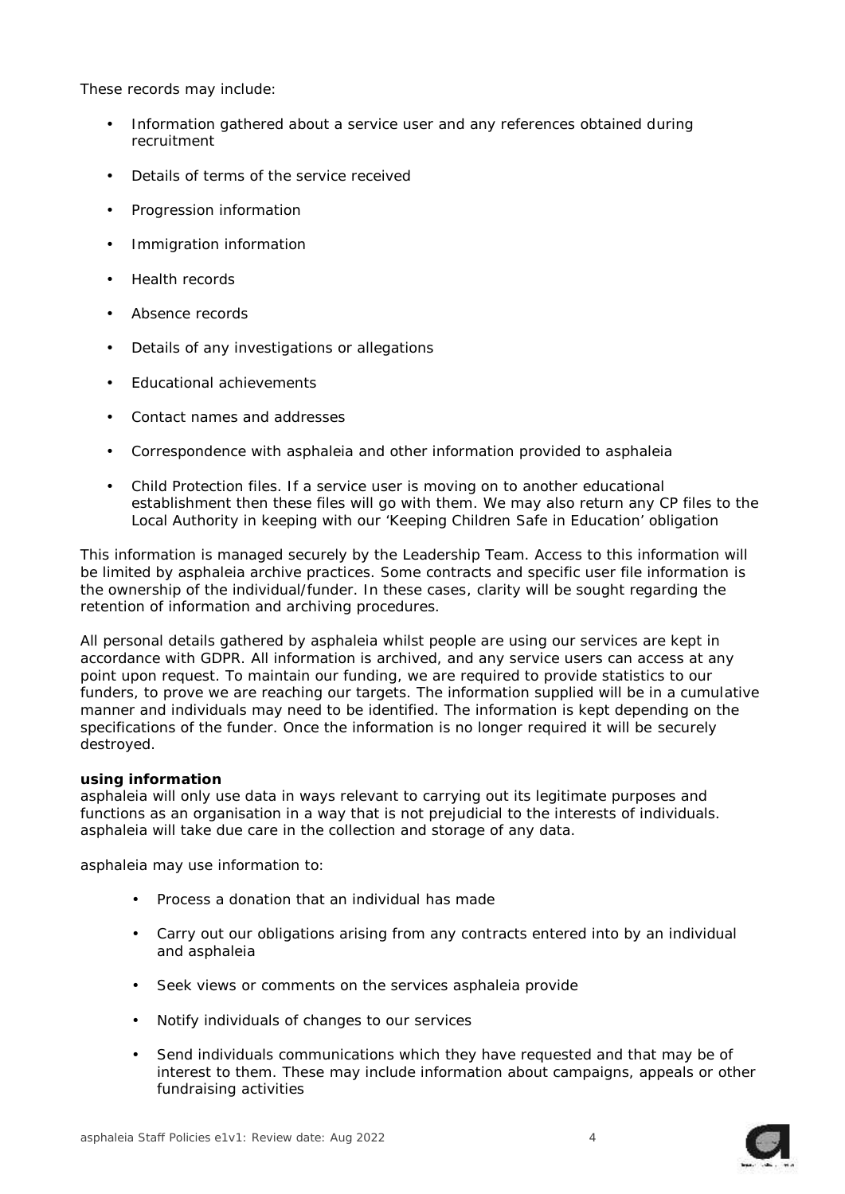These records may include:

- Information gathered about a service user and any references obtained during recruitment
- Details of terms of the service received
- Progression information
- Immigration information
- Health records
- Absence records
- Details of any investigations or allegations
- Educational achievements
- Contact names and addresses
- Correspondence with asphaleia and other information provided to asphaleia
- Child Protection files. If a service user is moving on to another educational establishment then these files will go with them. We may also return any CP files to the Local Authority in keeping with our 'Keeping Children Safe in Education' obligation

This information is managed securely by the Leadership Team. Access to this information will be limited by asphaleia archive practices. Some contracts and specific user file information is the ownership of the individual/funder. In these cases, clarity will be sought regarding the retention of information and archiving procedures.

All personal details gathered by asphaleia whilst people are using our services are kept in accordance with GDPR. All information is archived, and any service users can access at any point upon request. To maintain our funding, we are required to provide statistics to our funders, to prove we are reaching our targets. The information supplied will be in a cumulative manner and individuals may need to be identified. The information is kept depending on the specifications of the funder. Once the information is no longer required it will be securely destroyed.

**using information**

asphaleia will only use data in ways relevant to carrying out its legitimate purposes and functions as an organisation in a way that is not prejudicial to the interests of individuals. asphaleia will take due care in the collection and storage of any data.

asphaleia may use information to:

- Process a donation that an individual has made
- Carry out our obligations arising from any contracts entered into by an individual and asphaleia
- Seek views or comments on the services asphaleia provide
- Notify individuals of changes to our services
- Send individuals communications which they have requested and that may be of interest to them. These may include information about campaigns, appeals or other fundraising activities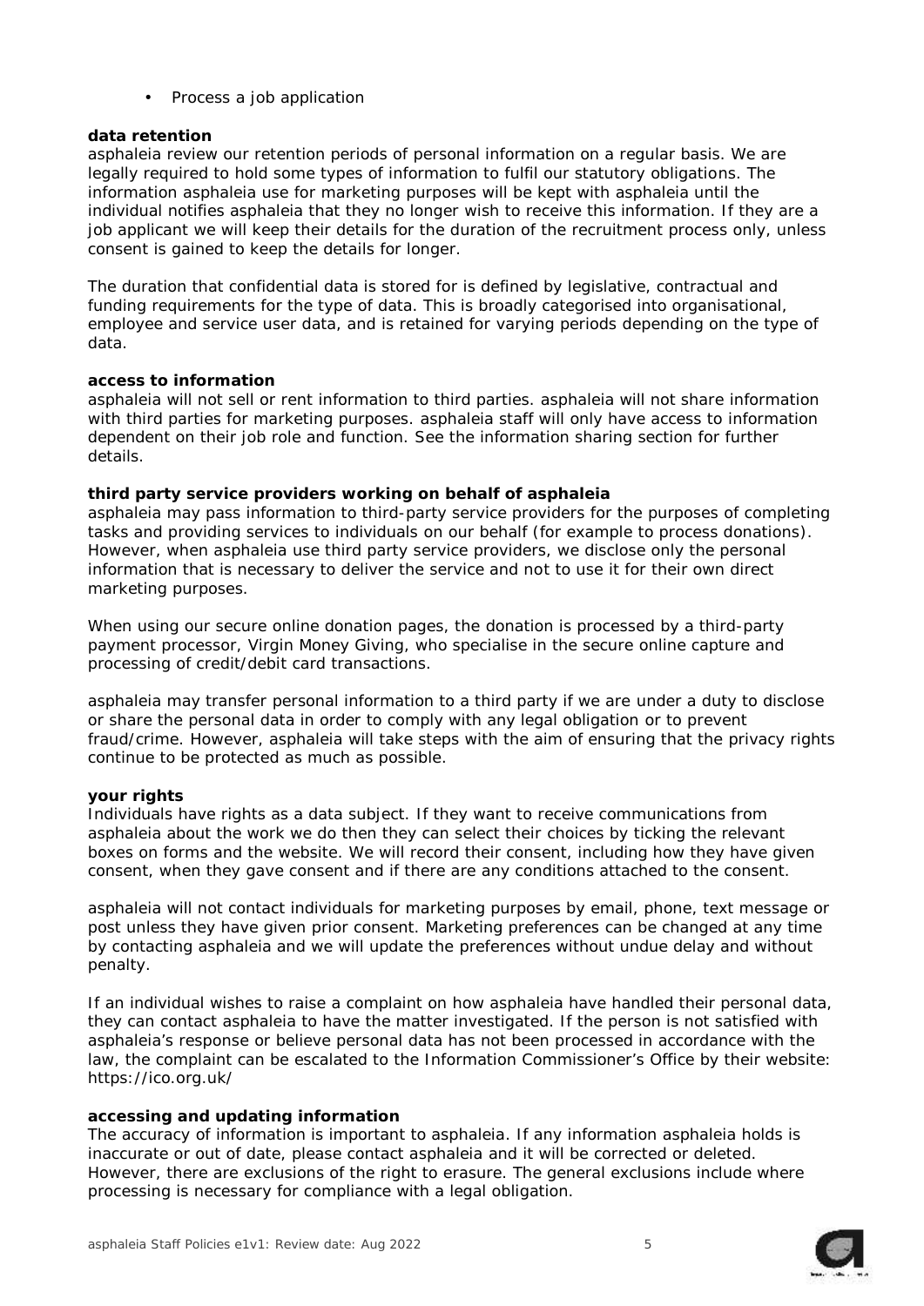- Process a job application

**data retention**

asphaleia review our retention periods of personal information on a regular basis. We are legally required to hold some types of information to fulfil our statutory obligations. The information asphaleia use for marketing purposes will be kept with asphaleia until the individual notifies asphaleia that they no longer wish to receive this information. If they are a job applicant we will keep their details for the duration of the recruitment process only, unless consent is gained to keep the details for longer.

The duration that confidential data is stored for is defined by legislative, contractual and funding requirements for the type of data. This is broadly categorised into organisational, employee and service user data, and is retained for varying periods depending on the type of data.

**access to information**

asphaleia will not sell or rent information to third parties. asphaleia will not share information with third parties for marketing purposes. asphaleia staff will only have access to information dependent on their job role and function. See the information sharing section for further details.

**third party service providers working on behalf of asphaleia**

asphaleia may pass information to third-party service providers for the purposes of completing tasks and providing services to individuals on our behalf (for example to process donations). However, when asphaleia use third party service providers, we disclose only the personal information that is necessary to deliver the service and not to use it for their own direct marketing purposes.

When using our secure online donation pages, the donation is processed by a third-party payment processor, Virgin Money Giving, who specialise in the secure online capture and processing of credit/debit card transactions.

asphaleia may transfer personal information to a third party if we are under a duty to disclose or share the personal data in order to comply with any legal obligation or to prevent fraud/crime. However, asphaleia will take steps with the aim of ensuring that the privacy rights continue to be protected as much as possible.

**your rights**

Individuals have rights as a data subject. If they want to receive communications from asphaleia about the work we do then they can select their choices by ticking the relevant boxes on forms and the website. We will record their consent, including how they have given consent, when they gave consent and if there are any conditions attached to the consent.

asphaleia will not contact individuals for marketing purposes by email, phone, text message or post unless they have given prior consent. Marketing preferences can be changed at any time by contacting asphaleia and we will update the preferences without undue delay and without penalty.

If an individual wishes to raise a complaint on how asphaleia have handled their personal data, they can contact asphaleia to have the matter investigated. If the person is not satisfied with asphaleia's response or believe personal data has not been processed in accordance with the law, the complaint can be escalated to the Information Commissioner's Office by their website: https://ico.org.uk/

**accessing and updating information**

The accuracy of information is important to asphaleia. If any information asphaleia holds is inaccurate or out of date, please contact asphaleia and it will be corrected or deleted. However, there are exclusions of the right to erasure. The general exclusions include where processing is necessary for compliance with a legal obligation.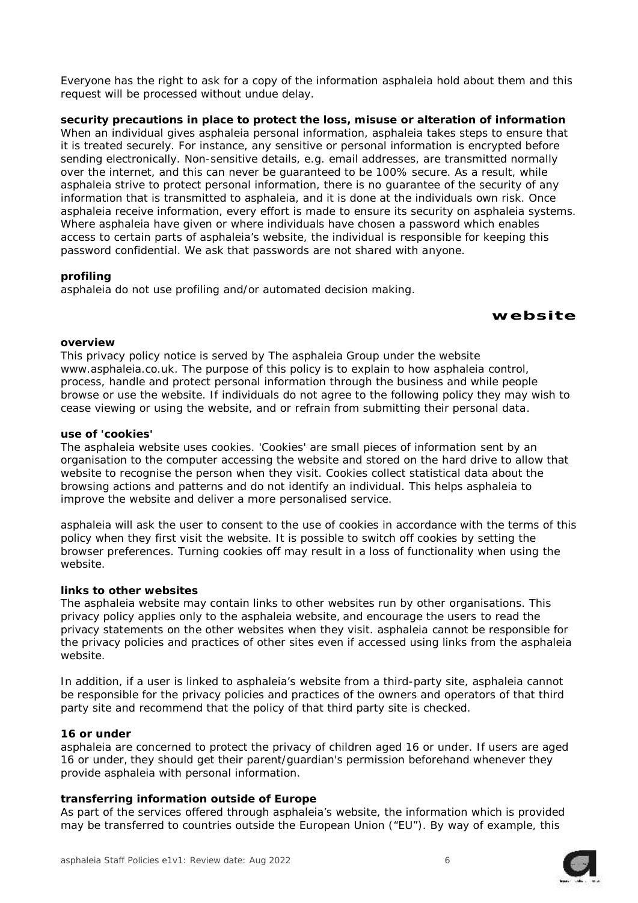Everyone has the right to ask for a copy of the information asphaleia hold about them and this request will be processed without undue delay.

**security precautions in place to protect the loss, misuse or alteration of information**
When an individual gives asphaleia personal information, asphaleia takes steps to ensure that it is treated securely. For instance, any sensitive or personal information is encrypted before sending electronically. Non-sensitive details, e.g. email addresses, are transmitted normally over the internet, and this can never be guaranteed to be 100% secure. As a result, while asphaleia strive to protect personal information, there is no guarantee of the security of any information that is transmitted to asphaleia, and it is done at the individuals own risk. Once asphaleia receive information, every effort is made to ensure its security on asphaleia systems. Where asphaleia have given or where individuals have chosen a password which enables access to certain parts of asphaleia's website, the individual is responsible for keeping this password confidential. We ask that passwords are not shared with anyone.

**profiling**
asphaleia do not use profiling and/or automated decision making.

## website

**overview**
This privacy policy notice is served by The asphaleia Group under the website www.asphaleia.co.uk. The purpose of this policy is to explain to how asphaleia control, process, handle and protect personal information through the business and while people browse or use the website. If individuals do not agree to the following policy they may wish to cease viewing or using the website, and or refrain from submitting their personal data.

**use of 'cookies'**
The asphaleia website uses cookies. 'Cookies' are small pieces of information sent by an organisation to the computer accessing the website and stored on the hard drive to allow that website to recognise the person when they visit. Cookies collect statistical data about the browsing actions and patterns and do not identify an individual. This helps asphaleia to improve the website and deliver a more personalised service.

asphaleia will ask the user to consent to the use of cookies in accordance with the terms of this policy when they first visit the website. It is possible to switch off cookies by setting the browser preferences. Turning cookies off may result in a loss of functionality when using the website.

**links to other websites**
The asphaleia website may contain links to other websites run by other organisations. This privacy policy applies only to the asphaleia website, and encourage the users to read the privacy statements on the other websites when they visit. asphaleia cannot be responsible for the privacy policies and practices of other sites even if accessed using links from the asphaleia website.

In addition, if a user is linked to asphaleia's website from a third-party site, asphaleia cannot be responsible for the privacy policies and practices of the owners and operators of that third party site and recommend that the policy of that third party site is checked.

**16 or under**
asphaleia are concerned to protect the privacy of children aged 16 or under. If users are aged 16 or under, they should get their parent/guardian's permission beforehand whenever they provide asphaleia with personal information.

**transferring information outside of Europe**
As part of the services offered through asphaleia's website, the information which is provided may be transferred to countries outside the European Union ("EU"). By way of example, this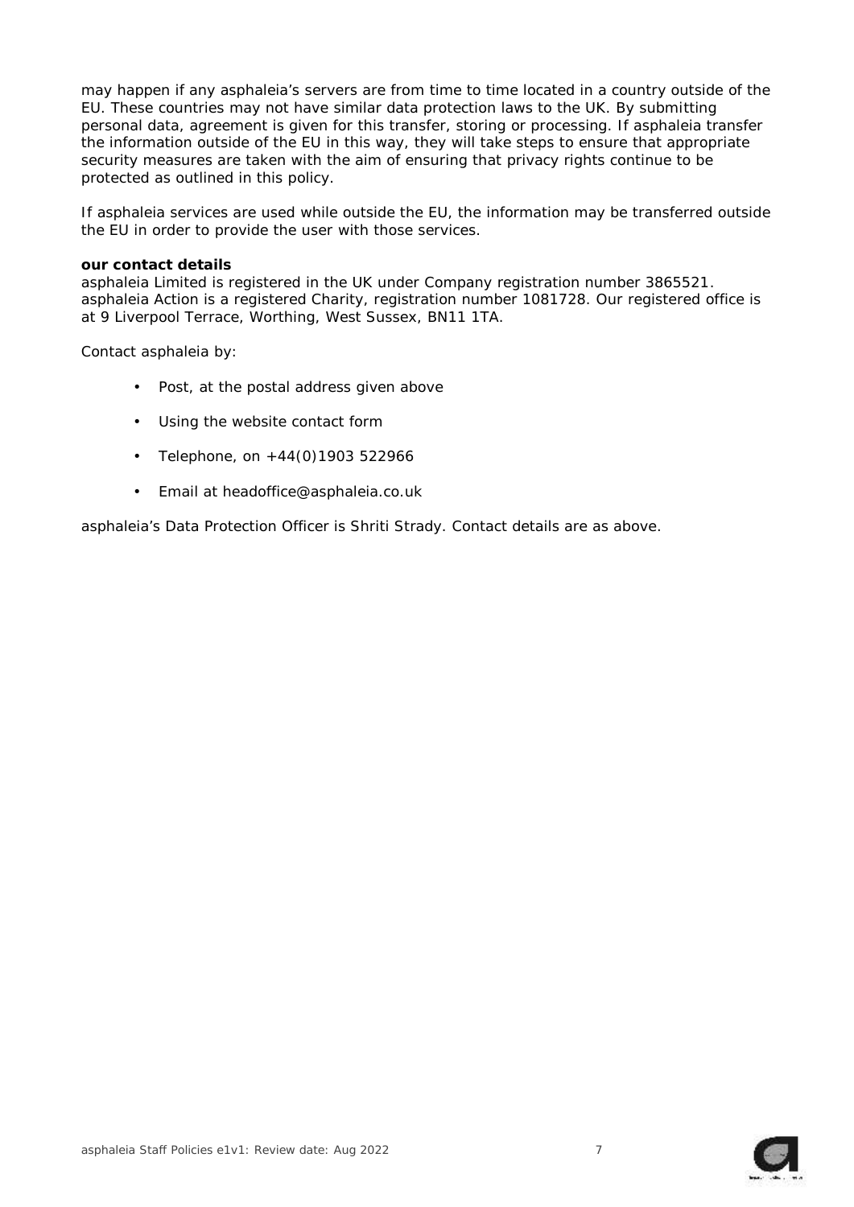may happen if any asphaleia's servers are from time to time located in a country outside of the EU. These countries may not have similar data protection laws to the UK. By submitting personal data, agreement is given for this transfer, storing or processing. If asphaleia transfer the information outside of the EU in this way, they will take steps to ensure that appropriate security measures are taken with the aim of ensuring that privacy rights continue to be protected as outlined in this policy.

If asphaleia services are used while outside the EU, the information may be transferred outside the EU in order to provide the user with those services.

**our contact details**
asphaleia Limited is registered in the UK under Company registration number 3865521. asphaleia Action is a registered Charity, registration number 1081728. Our registered office is at 9 Liverpool Terrace, Worthing, West Sussex, BN11 1TA.

Contact asphaleia by:

- Post, at the postal address given above
- Using the website contact form
- Telephone, on +44(0)1903 522966
- Email at headoffice@asphaleia.co.uk

asphaleia's Data Protection Officer is Shriti Strady. Contact details are as above.